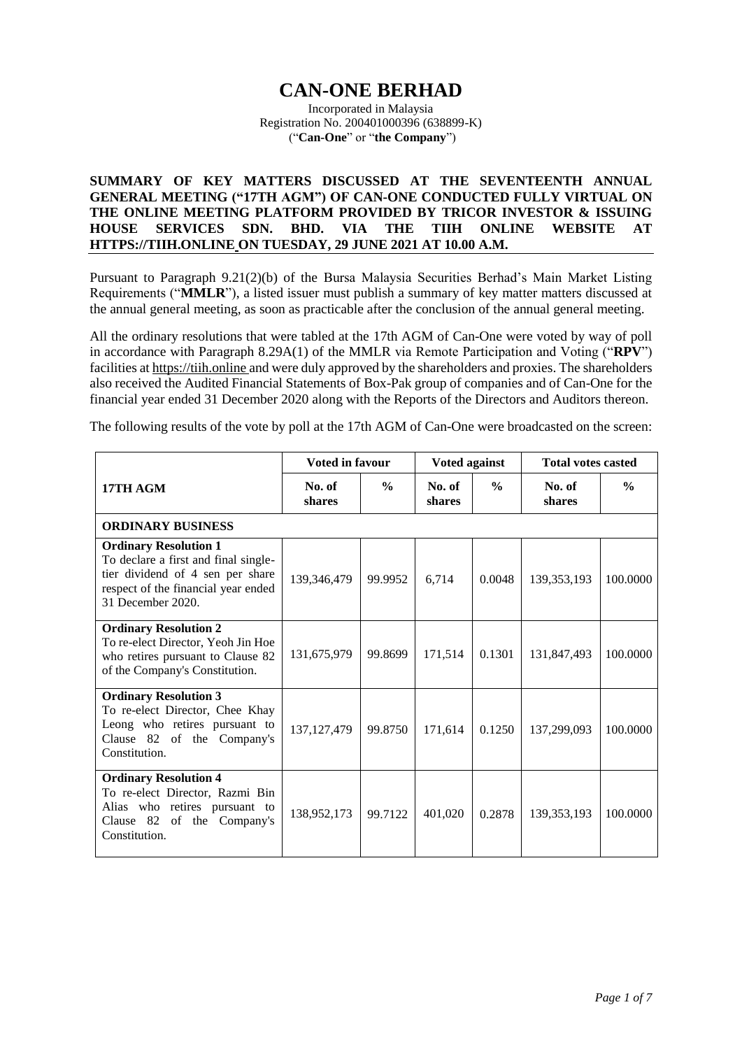# CAN-ONE BERHAD

Incorporated in Malaysia
Registration No. 200401000396 (638899-K)
("**Can-One**" or "**the Company**")

**SUMMARY OF KEY MATTERS DISCUSSED AT THE SEVENTEENTH ANNUAL GENERAL MEETING ("17TH AGM") OF CAN-ONE CONDUCTED FULLY VIRTUAL ON THE ONLINE MEETING PLATFORM PROVIDED BY TRICOR INVESTOR & ISSUING HOUSE SERVICES SDN. BHD. VIA THE TIIH ONLINE WEBSITE AT HTTPS://TIIH.ONLINE ON TUESDAY, 29 JUNE 2021 AT 10.00 A.M.**

Pursuant to Paragraph 9.21(2)(b) of the Bursa Malaysia Securities Berhad's Main Market Listing Requirements ("**MMLR**"), a listed issuer must publish a summary of key matter matters discussed at the annual general meeting, as soon as practicable after the conclusion of the annual general meeting.

All the ordinary resolutions that were tabled at the 17th AGM of Can-One were voted by way of poll in accordance with Paragraph 8.29A(1) of the MMLR via Remote Participation and Voting ("**RPV**") facilities at https://tiih.online and were duly approved by the shareholders and proxies. The shareholders also received the Audited Financial Statements of Box-Pak group of companies and of Can-One for the financial year ended 31 December 2020 along with the Reports of the Directors and Auditors thereon.

The following results of the vote by poll at the 17th AGM of Can-One were broadcasted on the screen:

| 17TH AGM | Voted in favour | | Voted against | | Total votes casted | |
|---|---|---|---|---|---|---|
| | No. of shares | % | No. of shares | % | No. of shares | % |
| **ORDINARY BUSINESS** | | | | | | |
| **Ordinary Resolution 1** To declare a first and final single-tier dividend of 4 sen per share respect of the financial year ended 31 December 2020. | 139,346,479 | 99.9952 | 6,714 | 0.0048 | 139,353,193 | 100.0000 |
| **Ordinary Resolution 2** To re-elect Director, Yeoh Jin Hoe who retires pursuant to Clause 82 of the Company's Constitution. | 131,675,979 | 99.8699 | 171,514 | 0.1301 | 131,847,493 | 100.0000 |
| **Ordinary Resolution 3** To re-elect Director, Chee Khay Leong who retires pursuant to Clause 82 of the Company's Constitution. | 137,127,479 | 99.8750 | 171,614 | 0.1250 | 137,299,093 | 100.0000 |
| **Ordinary Resolution 4** To re-elect Director, Razmi Bin Alias who retires pursuant to Clause 82 of the Company's Constitution. | 138,952,173 | 99.7122 | 401,020 | 0.2878 | 139,353,193 | 100.0000 |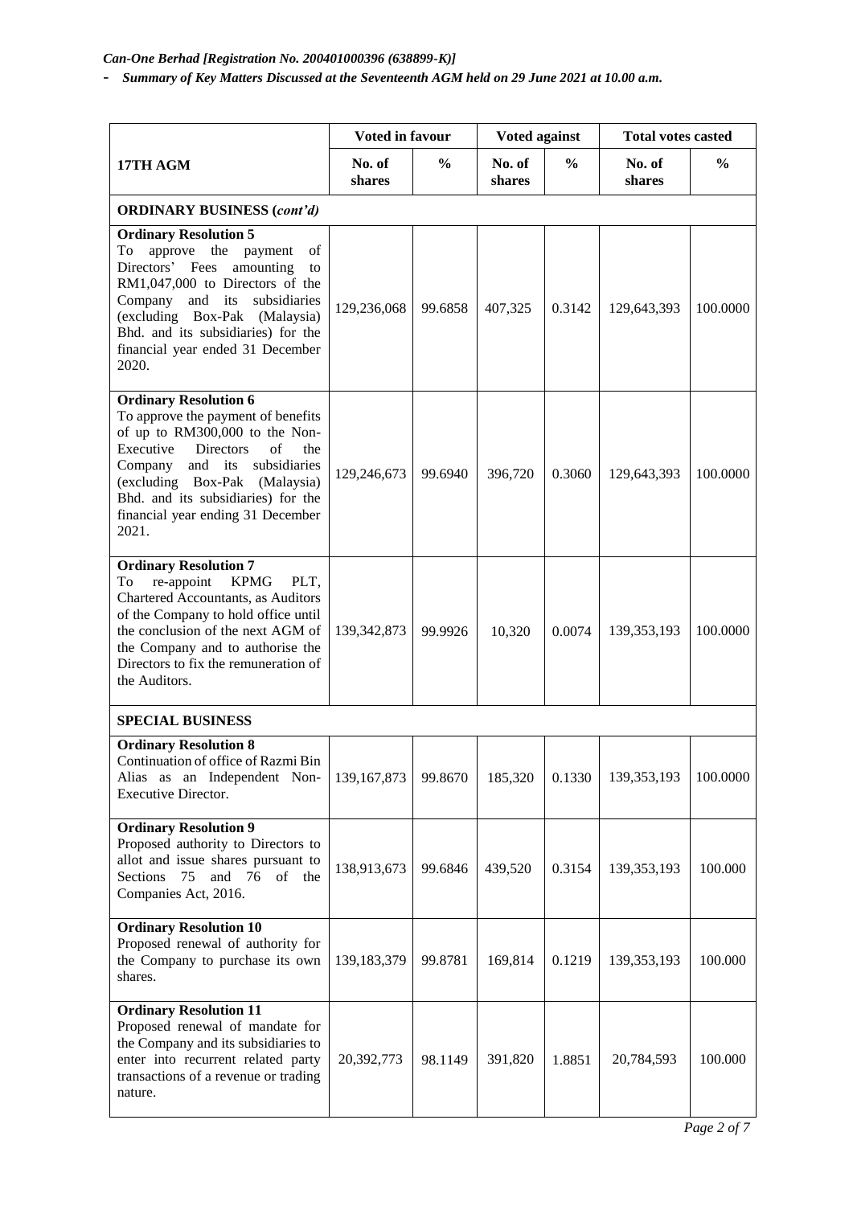*Can-One Berhad [Registration No. 200401000396 (638899-K)]*

- *Summary of Key Matters Discussed at the Seventeenth AGM held on 29 June 2021 at 10.00 a.m.*

| 17TH AGM | Voted in favour | | Voted against | | Total votes casted | |
|---|---|---|---|---|---|---|
| | No. of shares | % | No. of shares | % | No. of shares | % |
| **ORDINARY BUSINESS (*cont'd)*** | | | | | | |
| **Ordinary Resolution 5** To approve the payment of Directors' Fees amounting to RM1,047,000 to Directors of the Company and its subsidiaries (excluding Box-Pak (Malaysia) Bhd. and its subsidiaries) for the financial year ended 31 December 2020. | 129,236,068 | 99.6858 | 407,325 | 0.3142 | 129,643,393 | 100.0000 |
| **Ordinary Resolution 6** To approve the payment of benefits of up to RM300,000 to the Non-Executive Directors of the Company and its subsidiaries (excluding Box-Pak (Malaysia) Bhd. and its subsidiaries) for the financial year ending 31 December 2021. | 129,246,673 | 99.6940 | 396,720 | 0.3060 | 129,643,393 | 100.0000 |
| **Ordinary Resolution 7** To re-appoint KPMG PLT, Chartered Accountants, as Auditors of the Company to hold office until the conclusion of the next AGM of the Company and to authorise the Directors to fix the remuneration of the Auditors. | 139,342,873 | 99.9926 | 10,320 | 0.0074 | 139,353,193 | 100.0000 |
| **SPECIAL BUSINESS** | | | | | | |
| **Ordinary Resolution 8** Continuation of office of Razmi Bin Alias as an Independent Non-Executive Director. | 139,167,873 | 99.8670 | 185,320 | 0.1330 | 139,353,193 | 100.0000 |
| **Ordinary Resolution 9** Proposed authority to Directors to allot and issue shares pursuant to Sections 75 and 76 of the Companies Act, 2016. | 138,913,673 | 99.6846 | 439,520 | 0.3154 | 139,353,193 | 100.000 |
| **Ordinary Resolution 10** Proposed renewal of authority for the Company to purchase its own shares. | 139,183,379 | 99.8781 | 169,814 | 0.1219 | 139,353,193 | 100.000 |
| **Ordinary Resolution 11** Proposed renewal of mandate for the Company and its subsidiaries to enter into recurrent related party transactions of a revenue or trading nature. | 20,392,773 | 98.1149 | 391,820 | 1.8851 | 20,784,593 | 100.000 |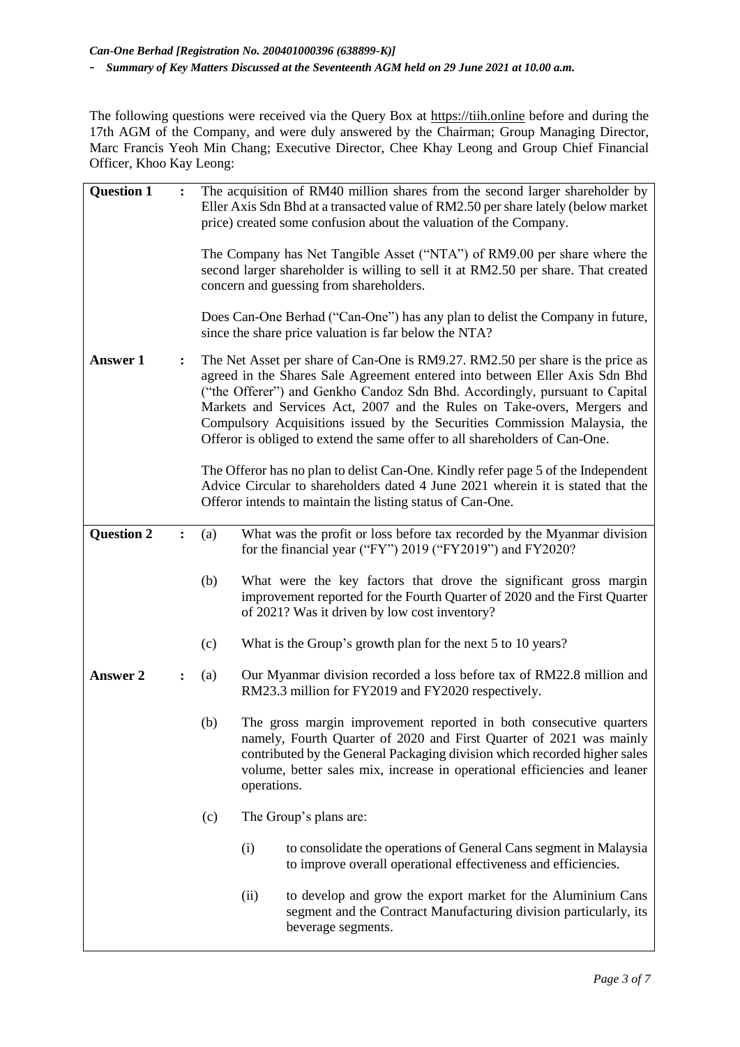The following questions were received via the Query Box at https://tiih.online before and during the 17th AGM of the Company, and were duly answered by the Chairman; Group Managing Director, Marc Francis Yeoh Min Chang; Executive Director, Chee Khay Leong and Group Chief Financial Officer, Khoo Kay Leong:

**Question 1** : The acquisition of RM40 million shares from the second larger shareholder by Eller Axis Sdn Bhd at a transacted value of RM2.50 per share lately (below market price) created some confusion about the valuation of the Company.

The Company has Net Tangible Asset ("NTA") of RM9.00 per share where the second larger shareholder is willing to sell it at RM2.50 per share. That created concern and guessing from shareholders.

Does Can-One Berhad ("Can-One") has any plan to delist the Company in future, since the share price valuation is far below the NTA?

**Answer 1** : The Net Asset per share of Can-One is RM9.27. RM2.50 per share is the price as agreed in the Shares Sale Agreement entered into between Eller Axis Sdn Bhd ("the Offerer") and Genkho Candoz Sdn Bhd. Accordingly, pursuant to Capital Markets and Services Act, 2007 and the Rules on Take-overs, Mergers and Compulsory Acquisitions issued by the Securities Commission Malaysia, the Offeror is obliged to extend the same offer to all shareholders of Can-One.

The Offeror has no plan to delist Can-One. Kindly refer page 5 of the Independent Advice Circular to shareholders dated 4 June 2021 wherein it is stated that the Offeror intends to maintain the listing status of Can-One.

**Question 2** :

(a) What was the profit or loss before tax recorded by the Myanmar division for the financial year ("FY") 2019 ("FY2019") and FY2020?

(b) What were the key factors that drove the significant gross margin improvement reported for the Fourth Quarter of 2020 and the First Quarter of 2021? Was it driven by low cost inventory?

(c) What is the Group's growth plan for the next 5 to 10 years?

**Answer 2** :

(a) Our Myanmar division recorded a loss before tax of RM22.8 million and RM23.3 million for FY2019 and FY2020 respectively.

(b) The gross margin improvement reported in both consecutive quarters namely, Fourth Quarter of 2020 and First Quarter of 2021 was mainly contributed by the General Packaging division which recorded higher sales volume, better sales mix, increase in operational efficiencies and leaner operations.

(c) The Group's plans are:

(i) to consolidate the operations of General Cans segment in Malaysia to improve overall operational effectiveness and efficiencies.

(ii) to develop and grow the export market for the Aluminium Cans segment and the Contract Manufacturing division particularly, its beverage segments.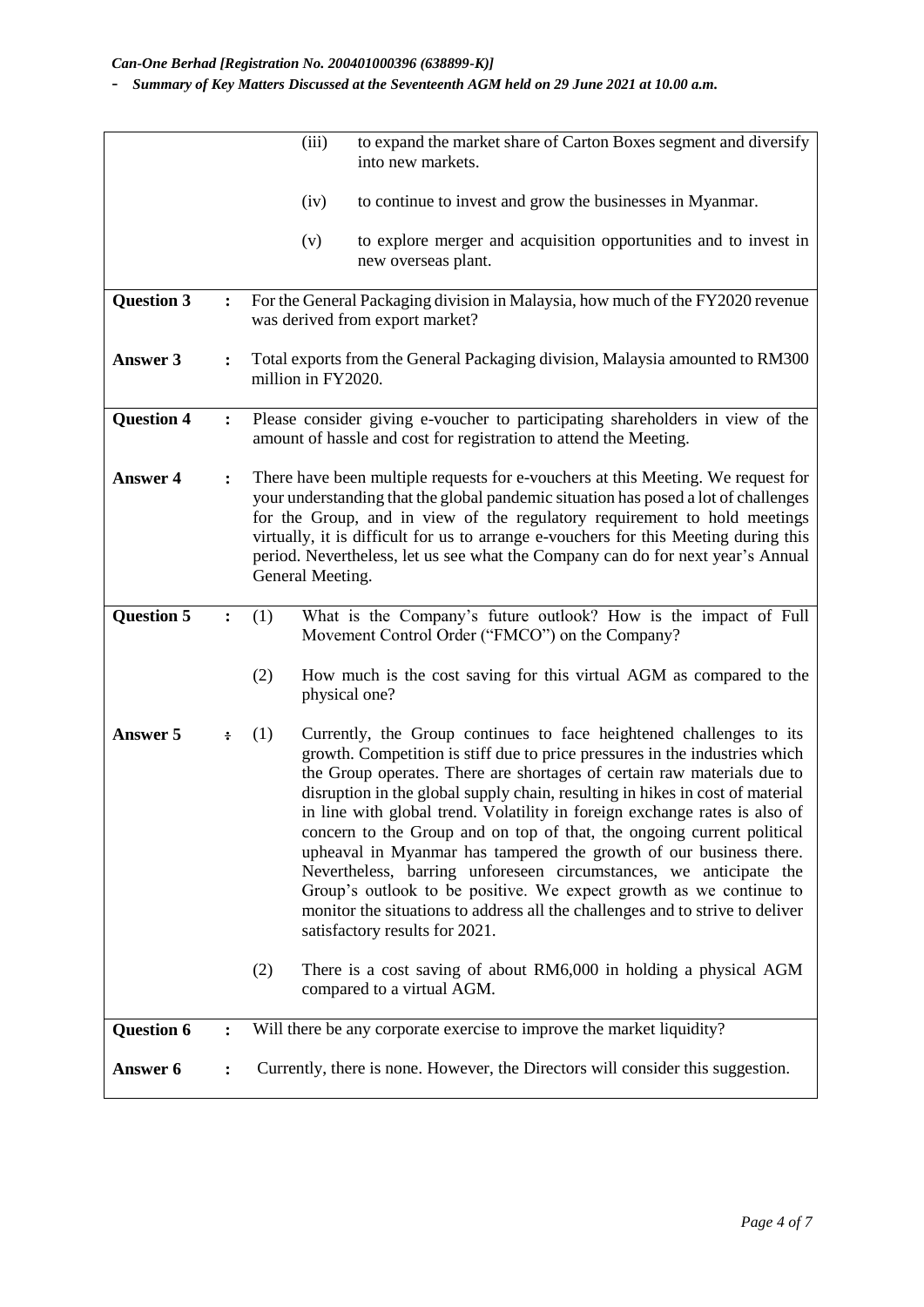| | | |
|---|---|---|
| | | (iii) to expand the market share of Carton Boxes segment and diversify into new markets.<br><br>(iv) to continue to invest and grow the businesses in Myanmar.<br><br>(v) to explore merger and acquisition opportunities and to invest in new overseas plant. |
| **Question 3** | **:** | For the General Packaging division in Malaysia, how much of the FY2020 revenue was derived from export market? |
| **Answer 3** | **:** | Total exports from the General Packaging division, Malaysia amounted to RM300 million in FY2020. |
| **Question 4** | **:** | Please consider giving e-voucher to participating shareholders in view of the amount of hassle and cost for registration to attend the Meeting. |
| **Answer 4** | **:** | There have been multiple requests for e-vouchers at this Meeting. We request for your understanding that the global pandemic situation has posed a lot of challenges for the Group, and in view of the regulatory requirement to hold meetings virtually, it is difficult for us to arrange e-vouchers for this Meeting during this period. Nevertheless, let us see what the Company can do for next year's Annual General Meeting. |
| **Question 5** | **:** | (1) What is the Company's future outlook? How is the impact of Full Movement Control Order ("FMCO") on the Company?<br><br>(2) How much is the cost saving for this virtual AGM as compared to the physical one? |
| **Answer 5** | **:** | (1) Currently, the Group continues to face heightened challenges to its growth. Competition is stiff due to price pressures in the industries which the Group operates. There are shortages of certain raw materials due to disruption in the global supply chain, resulting in hikes in cost of material in line with global trend. Volatility in foreign exchange rates is also of concern to the Group and on top of that, the ongoing current political upheaval in Myanmar has tampered the growth of our business there. Nevertheless, barring unforeseen circumstances, we anticipate the Group's outlook to be positive. We expect growth as we continue to monitor the situations to address all the challenges and to strive to deliver satisfactory results for 2021.<br><br>(2) There is a cost saving of about RM6,000 in holding a physical AGM compared to a virtual AGM. |
| **Question 6** | **:** | Will there be any corporate exercise to improve the market liquidity? |
| **Answer 6** | **:** | Currently, there is none. However, the Directors will consider this suggestion. |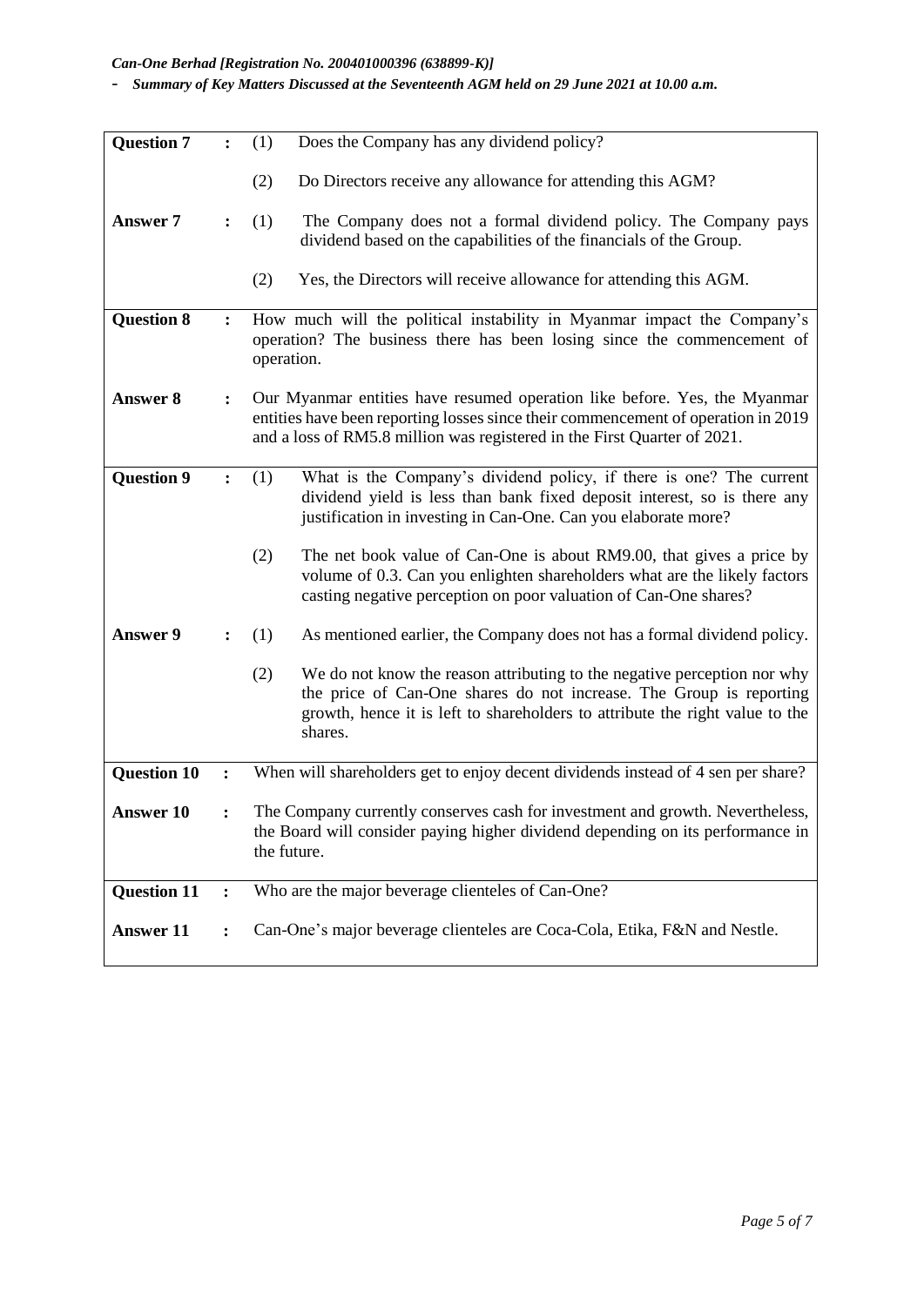| | | |
|---|---|---|
| **Question 7** | **:** | (1) Does the Company has any dividend policy?<br><br>(2) Do Directors receive any allowance for attending this AGM? |
| **Answer 7** | **:** | (1) The Company does not a formal dividend policy. The Company pays dividend based on the capabilities of the financials of the Group.<br><br>(2) Yes, the Directors will receive allowance for attending this AGM. |
| **Question 8** | **:** | How much will the political instability in Myanmar impact the Company's operation? The business there has been losing since the commencement of operation. |
| **Answer 8** | **:** | Our Myanmar entities have resumed operation like before. Yes, the Myanmar entities have been reporting losses since their commencement of operation in 2019 and a loss of RM5.8 million was registered in the First Quarter of 2021. |
| **Question 9** | **:** | (1) What is the Company's dividend policy, if there is one? The current dividend yield is less than bank fixed deposit interest, so is there any justification in investing in Can-One. Can you elaborate more?<br><br>(2) The net book value of Can-One is about RM9.00, that gives a price by volume of 0.3. Can you enlighten shareholders what are the likely factors casting negative perception on poor valuation of Can-One shares? |
| **Answer 9** | **:** | (1) As mentioned earlier, the Company does not has a formal dividend policy.<br><br>(2) We do not know the reason attributing to the negative perception nor why the price of Can-One shares do not increase. The Group is reporting growth, hence it is left to shareholders to attribute the right value to the shares. |
| **Question 10** | **:** | When will shareholders get to enjoy decent dividends instead of 4 sen per share? |
| **Answer 10** | **:** | The Company currently conserves cash for investment and growth. Nevertheless, the Board will consider paying higher dividend depending on its performance in the future. |
| **Question 11** | **:** | Who are the major beverage clienteles of Can-One? |
| **Answer 11** | **:** | Can-One's major beverage clienteles are Coca-Cola, Etika, F&N and Nestle. |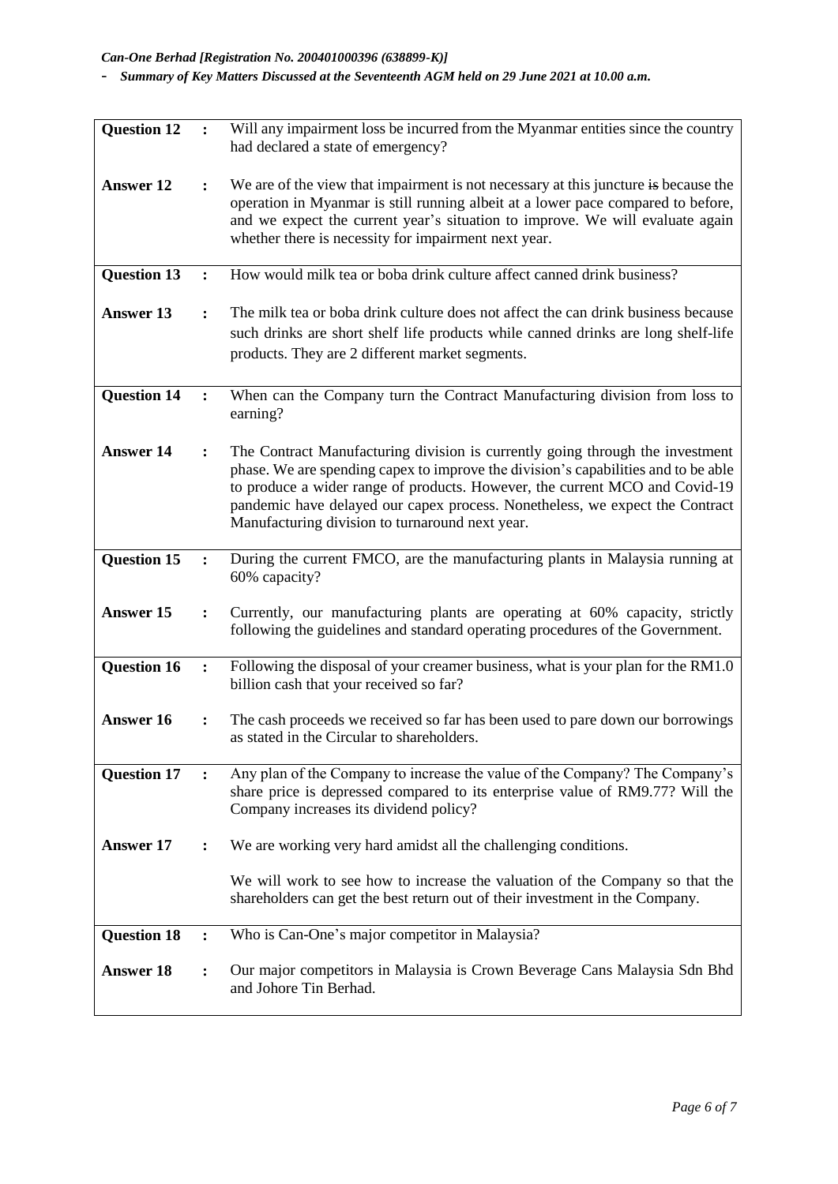| | | |
|---|---|---|
| **Question 12** | **:** | Will any impairment loss be incurred from the Myanmar entities since the country had declared a state of emergency? |
| **Answer 12** | **:** | We are of the view that impairment is not necessary at this juncture ~~is~~ because the operation in Myanmar is still running albeit at a lower pace compared to before, and we expect the current year's situation to improve. We will evaluate again whether there is necessity for impairment next year. |
| **Question 13** | **:** | How would milk tea or boba drink culture affect canned drink business? |
| **Answer 13** | **:** | The milk tea or boba drink culture does not affect the can drink business because such drinks are short shelf life products while canned drinks are long shelf-life products. They are 2 different market segments. |
| **Question 14** | **:** | When can the Company turn the Contract Manufacturing division from loss to earning? |
| **Answer 14** | **:** | The Contract Manufacturing division is currently going through the investment phase. We are spending capex to improve the division's capabilities and to be able to produce a wider range of products. However, the current MCO and Covid-19 pandemic have delayed our capex process. Nonetheless, we expect the Contract Manufacturing division to turnaround next year. |
| **Question 15** | **:** | During the current FMCO, are the manufacturing plants in Malaysia running at 60% capacity? |
| **Answer 15** | **:** | Currently, our manufacturing plants are operating at 60% capacity, strictly following the guidelines and standard operating procedures of the Government. |
| **Question 16** | **:** | Following the disposal of your creamer business, what is your plan for the RM1.0 billion cash that your received so far? |
| **Answer 16** | **:** | The cash proceeds we received so far has been used to pare down our borrowings as stated in the Circular to shareholders. |
| **Question 17** | **:** | Any plan of the Company to increase the value of the Company? The Company's share price is depressed compared to its enterprise value of RM9.77? Will the Company increases its dividend policy? |
| **Answer 17** | **:** | We are working very hard amidst all the challenging conditions.<br><br>We will work to see how to increase the valuation of the Company so that the shareholders can get the best return out of their investment in the Company. |
| **Question 18** | **:** | Who is Can-One's major competitor in Malaysia? |
| **Answer 18** | **:** | Our major competitors in Malaysia is Crown Beverage Cans Malaysia Sdn Bhd and Johore Tin Berhad. |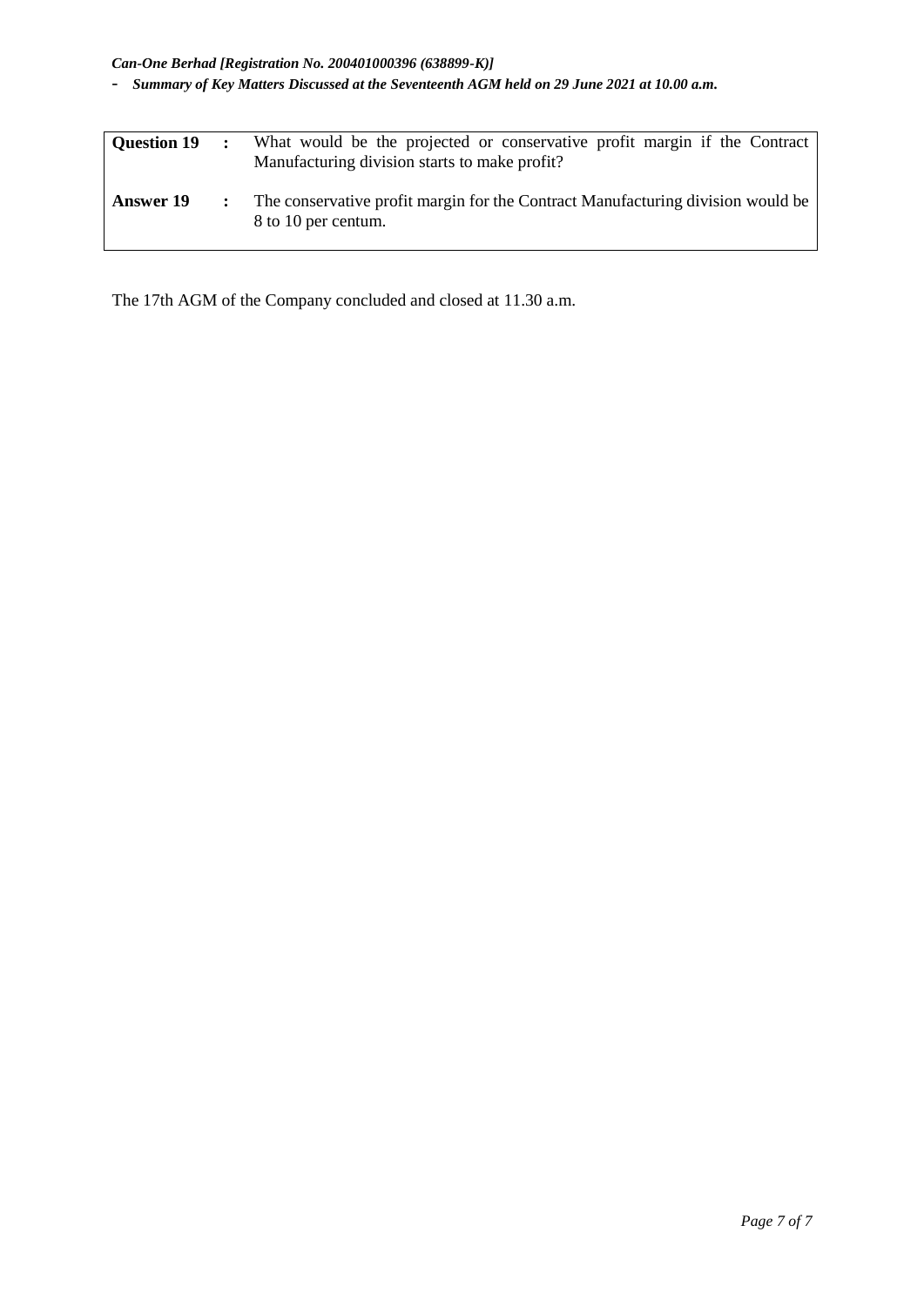| | | |
|---|---|---|
| **Question 19** | **:** | What would be the projected or conservative profit margin if the Contract Manufacturing division starts to make profit? |
| **Answer 19** | **:** | The conservative profit margin for the Contract Manufacturing division would be 8 to 10 per centum. |

The 17th AGM of the Company concluded and closed at 11.30 a.m.